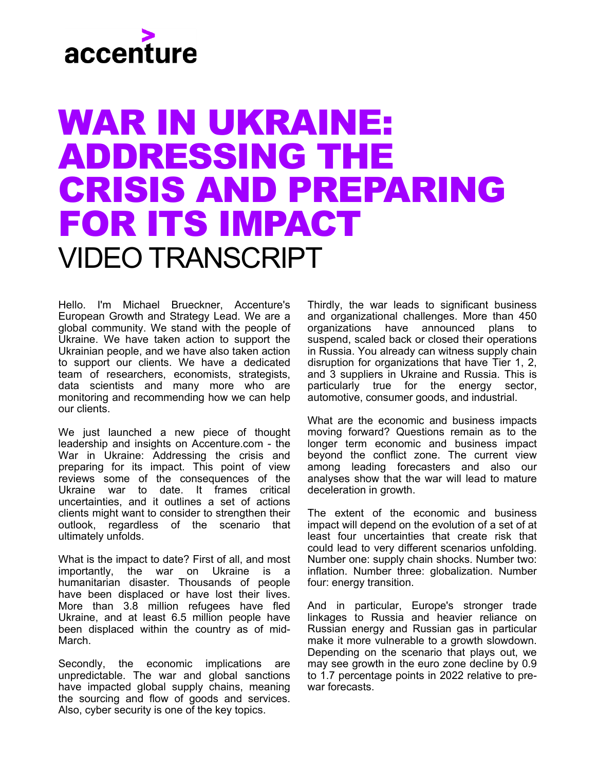accenture

# WAR IN UKRAINE: ADDRESSING THE CRISIS AND PREPARING FOR ITS IMPACT

## VIDEO TRANSCRIPT

Hello. I'm Michael Brueckner, Accenture's European Growth and Strategy Lead. We are a global community. We stand with the people of Ukraine. We have taken action to support the Ukrainian people, and we have also taken action to support our clients. We have a dedicated team of researchers, economists, strategists, data scientists and many more who are monitoring and recommending how we can help our clients.

We just launched a new piece of thought leadership and insights on Accenture.com - the War in Ukraine: Addressing the crisis and preparing for its impact. This point of view reviews some of the consequences of the Ukraine war to date. It frames critical uncertainties, and it outlines a set of actions clients might want to consider to strengthen their outlook, regardless of the scenario that ultimately unfolds.

What is the impact to date? First of all, and most importantly, the war on Ukraine is a humanitarian disaster. Thousands of people have been displaced or have lost their lives. More than 3.8 million refugees have fled Ukraine, and at least 6.5 million people have been displaced within the country as of mid-March.

Secondly, the economic implications are unpredictable. The war and global sanctions have impacted global supply chains, meaning the sourcing and flow of goods and services. Also, cyber security is one of the key topics.

Thirdly, the war leads to significant business and organizational challenges. More than 450 organizations have announced plans to suspend, scaled back or closed their operations in Russia. You already can witness supply chain disruption for organizations that have Tier 1, 2, and 3 suppliers in Ukraine and Russia. This is particularly true for the energy sector, automotive, consumer goods, and industrial.

What are the economic and business impacts moving forward? Questions remain as to the longer term economic and business impact beyond the conflict zone. The current view among leading forecasters and also our analyses show that the war will lead to mature deceleration in growth.

The extent of the economic and business impact will depend on the evolution of a set of at least four uncertainties that create risk that could lead to very different scenarios unfolding. Number one: supply chain shocks. Number two: inflation. Number three: globalization. Number four: energy transition.

And in particular, Europe's stronger trade linkages to Russia and heavier reliance on Russian energy and Russian gas in particular make it more vulnerable to a growth slowdown. Depending on the scenario that plays out, we may see growth in the euro zone decline by 0.9 to 1.7 percentage points in 2022 relative to pre-war forecasts.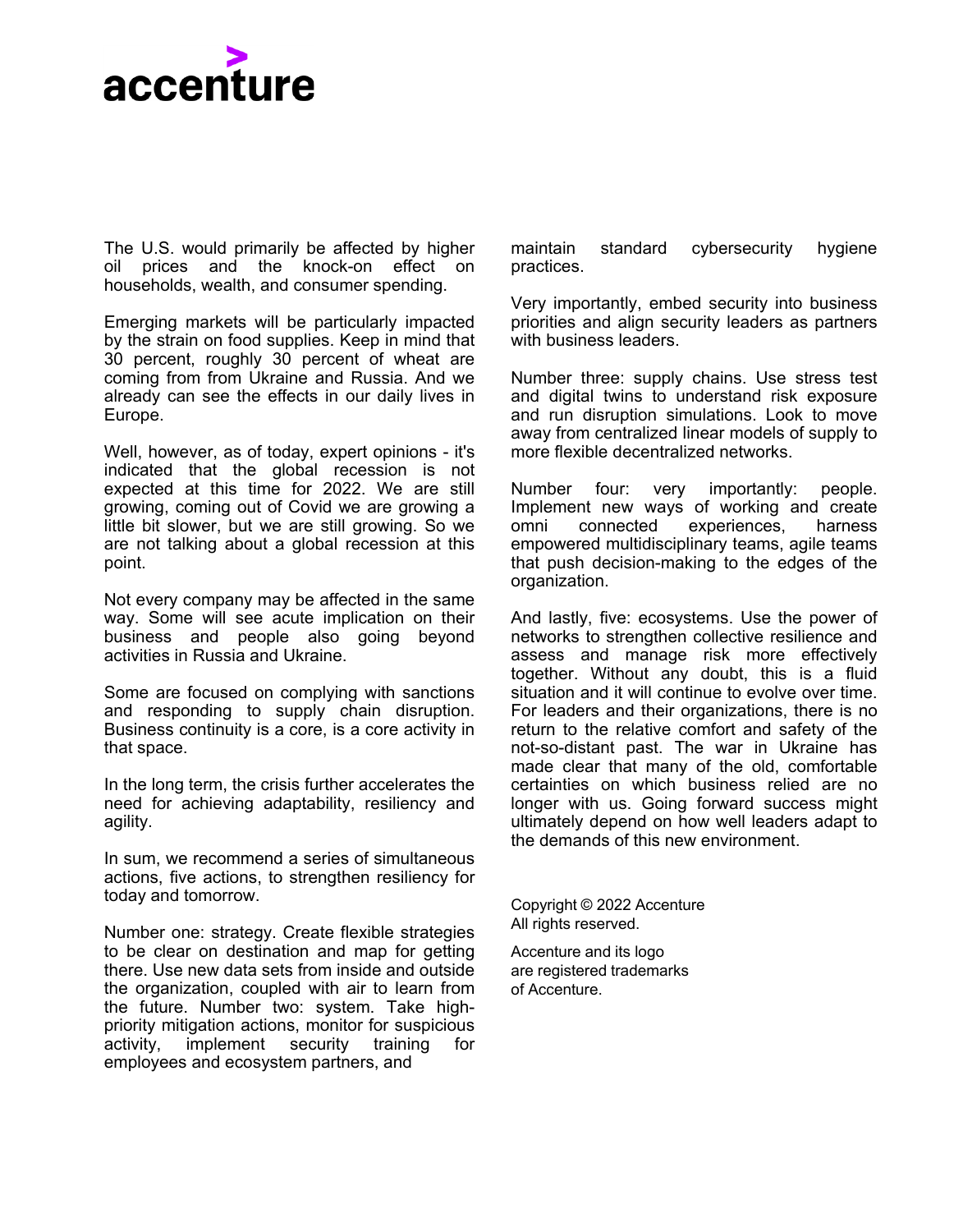The U.S. would primarily be affected by higher oil prices and the knock-on effect on households, wealth, and consumer spending.

Emerging markets will be particularly impacted by the strain on food supplies. Keep in mind that 30 percent, roughly 30 percent of wheat are coming from from Ukraine and Russia. And we already can see the effects in our daily lives in Europe.

Well, however, as of today, expert opinions - it's indicated that the global recession is not expected at this time for 2022. We are still growing, coming out of Covid we are growing a little bit slower, but we are still growing. So we are not talking about a global recession at this point.

Not every company may be affected in the same way. Some will see acute implication on their business and people also going beyond activities in Russia and Ukraine.

Some are focused on complying with sanctions and responding to supply chain disruption. Business continuity is a core, is a core activity in that space.

In the long term, the crisis further accelerates the need for achieving adaptability, resiliency and agility.

In sum, we recommend a series of simultaneous actions, five actions, to strengthen resiliency for today and tomorrow.

Number one: strategy. Create flexible strategies to be clear on destination and map for getting there. Use new data sets from inside and outside the organization, coupled with air to learn from the future. Number two: system. Take high-priority mitigation actions, monitor for suspicious activity, implement security training for employees and ecosystem partners, and maintain standard cybersecurity hygiene practices.

Very importantly, embed security into business priorities and align security leaders as partners with business leaders.

Number three: supply chains. Use stress test and digital twins to understand risk exposure and run disruption simulations. Look to move away from centralized linear models of supply to more flexible decentralized networks.

Number four: very importantly: people. Implement new ways of working and create omni connected experiences, harness empowered multidisciplinary teams, agile teams that push decision-making to the edges of the organization.

And lastly, five: ecosystems. Use the power of networks to strengthen collective resilience and assess and manage risk more effectively together. Without any doubt, this is a fluid situation and it will continue to evolve over time. For leaders and their organizations, there is no return to the relative comfort and safety of the not-so-distant past. The war in Ukraine has made clear that many of the old, comfortable certainties on which business relied are no longer with us. Going forward success might ultimately depend on how well leaders adapt to the demands of this new environment.

Copyright © 2022 Accenture
All rights reserved.

Accenture and its logo
are registered trademarks
of Accenture.